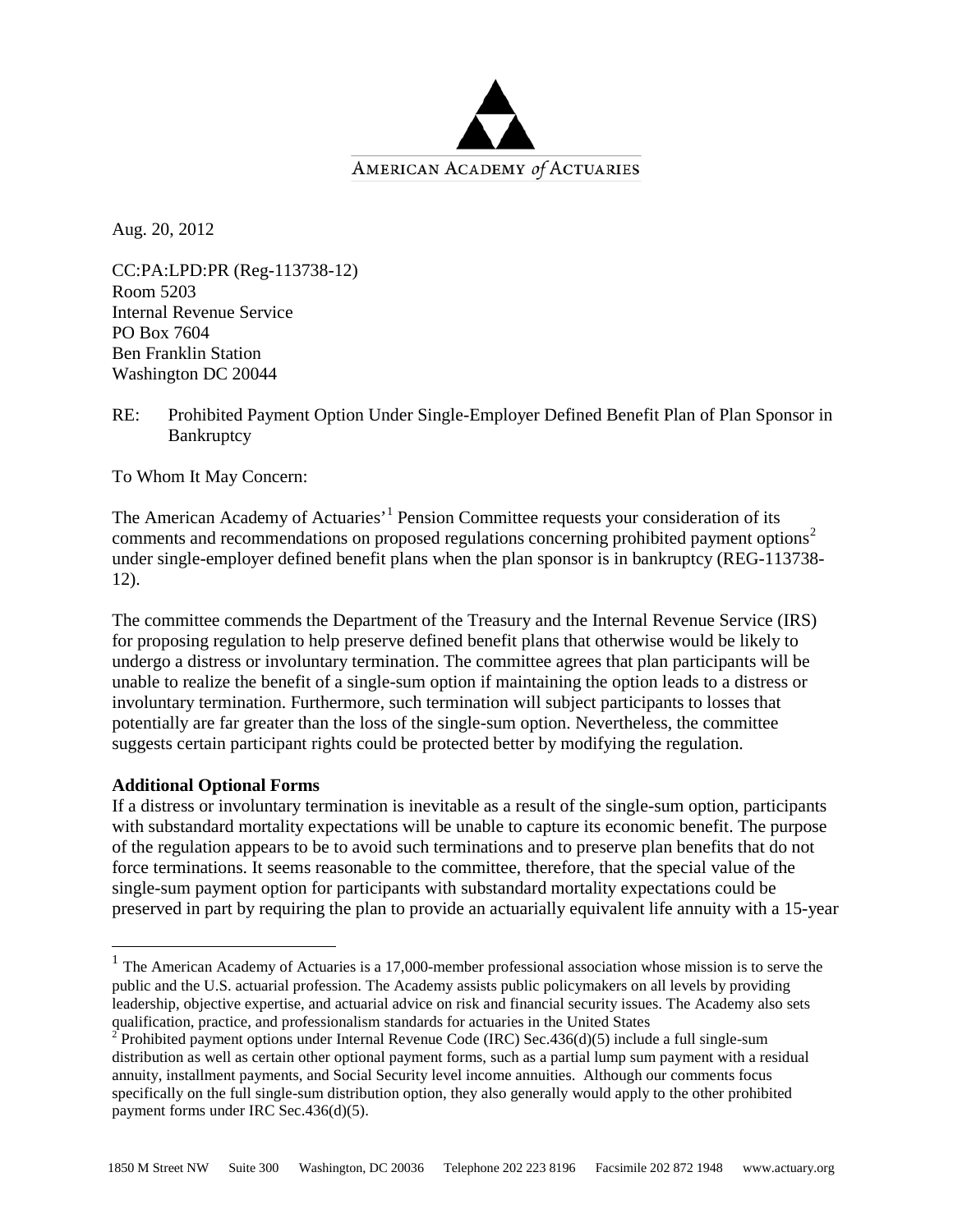AMERICAN ACADEMY *of* ACTUARIES

Aug. 20, 2012

CC:PA:LPD:PR (Reg-113738-12)
Room 5203
Internal Revenue Service
PO Box 7604
Ben Franklin Station
Washington DC 20044

RE: Prohibited Payment Option Under Single-Employer Defined Benefit Plan of Plan Sponsor in Bankruptcy

To Whom It May Concern:

The American Academy of Actuaries'[1] Pension Committee requests your consideration of its comments and recommendations on proposed regulations concerning prohibited payment options[2] under single-employer defined benefit plans when the plan sponsor is in bankruptcy (REG-113738-12).

The committee commends the Department of the Treasury and the Internal Revenue Service (IRS) for proposing regulation to help preserve defined benefit plans that otherwise would be likely to undergo a distress or involuntary termination. The committee agrees that plan participants will be unable to realize the benefit of a single-sum option if maintaining the option leads to a distress or involuntary termination. Furthermore, such termination will subject participants to losses that potentially are far greater than the loss of the single-sum option. Nevertheless, the committee suggests certain participant rights could be protected better by modifying the regulation.

**Additional Optional Forms**

If a distress or involuntary termination is inevitable as a result of the single-sum option, participants with substandard mortality expectations will be unable to capture its economic benefit. The purpose of the regulation appears to be to avoid such terminations and to preserve plan benefits that do not force terminations. It seems reasonable to the committee, therefore, that the special value of the single-sum payment option for participants with substandard mortality expectations could be preserved in part by requiring the plan to provide an actuarially equivalent life annuity with a 15-year

---

[1] The American Academy of Actuaries is a 17,000-member professional association whose mission is to serve the public and the U.S. actuarial profession. The Academy assists public policymakers on all levels by providing leadership, objective expertise, and actuarial advice on risk and financial security issues. The Academy also sets qualification, practice, and professionalism standards for actuaries in the United States

[2] Prohibited payment options under Internal Revenue Code (IRC) Sec.436(d)(5) include a full single-sum distribution as well as certain other optional payment forms, such as a partial lump sum payment with a residual annuity, installment payments, and Social Security level income annuities. Although our comments focus specifically on the full single-sum distribution option, they also generally would apply to the other prohibited payment forms under IRC Sec.436(d)(5).

1850 M Street NW Suite 300 Washington, DC 20036 Telephone 202 223 8196 Facsimile 202 872 1948 www.actuary.org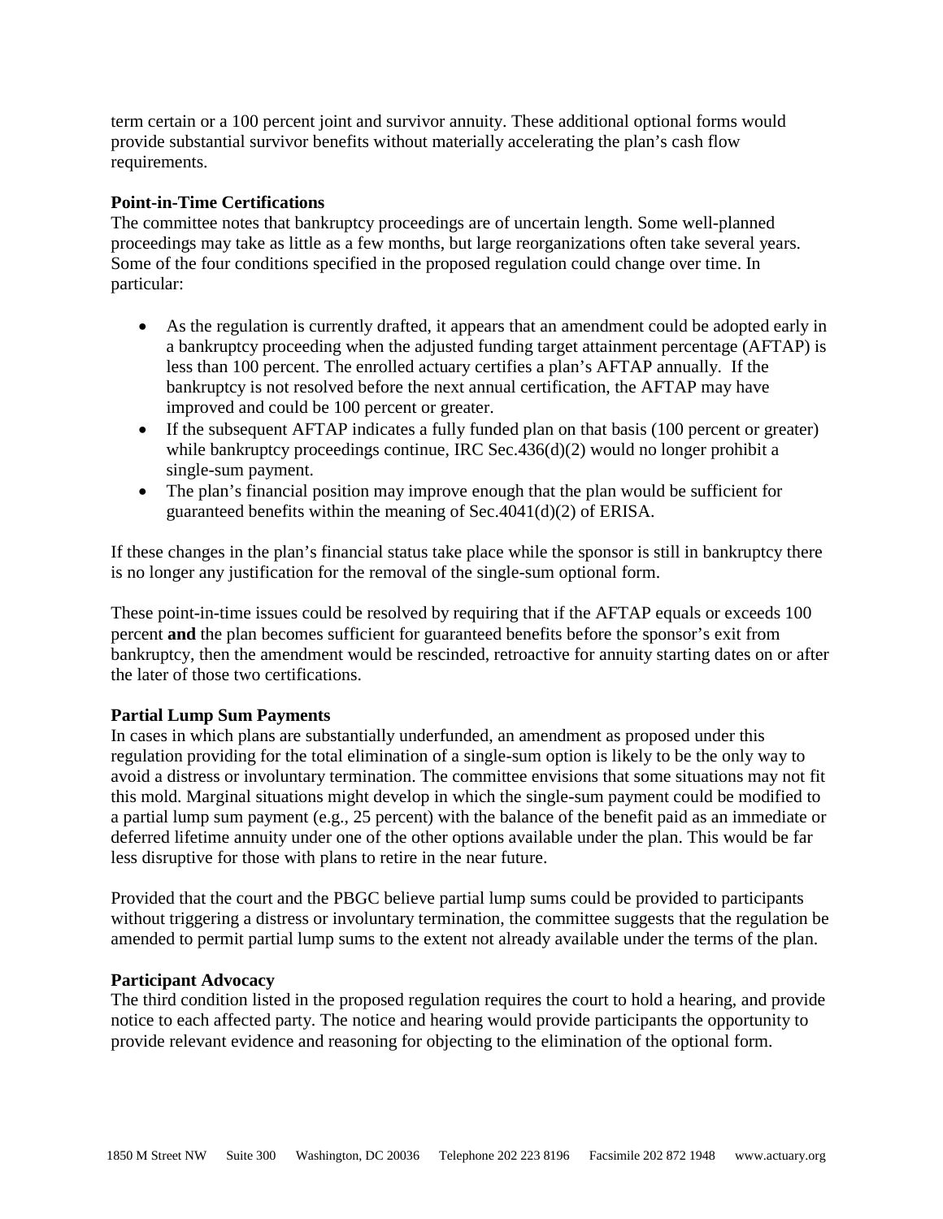term certain or a 100 percent joint and survivor annuity. These additional optional forms would provide substantial survivor benefits without materially accelerating the plan's cash flow requirements.

**Point-in-Time Certifications**

The committee notes that bankruptcy proceedings are of uncertain length. Some well-planned proceedings may take as little as a few months, but large reorganizations often take several years. Some of the four conditions specified in the proposed regulation could change over time. In particular:

- As the regulation is currently drafted, it appears that an amendment could be adopted early in a bankruptcy proceeding when the adjusted funding target attainment percentage (AFTAP) is less than 100 percent. The enrolled actuary certifies a plan's AFTAP annually. If the bankruptcy is not resolved before the next annual certification, the AFTAP may have improved and could be 100 percent or greater.
- If the subsequent AFTAP indicates a fully funded plan on that basis (100 percent or greater) while bankruptcy proceedings continue, IRC Sec.436(d)(2) would no longer prohibit a single-sum payment.
- The plan's financial position may improve enough that the plan would be sufficient for guaranteed benefits within the meaning of Sec.4041(d)(2) of ERISA.

If these changes in the plan's financial status take place while the sponsor is still in bankruptcy there is no longer any justification for the removal of the single-sum optional form.

These point-in-time issues could be resolved by requiring that if the AFTAP equals or exceeds 100 percent **and** the plan becomes sufficient for guaranteed benefits before the sponsor's exit from bankruptcy, then the amendment would be rescinded, retroactive for annuity starting dates on or after the later of those two certifications.

**Partial Lump Sum Payments**

In cases in which plans are substantially underfunded, an amendment as proposed under this regulation providing for the total elimination of a single-sum option is likely to be the only way to avoid a distress or involuntary termination. The committee envisions that some situations may not fit this mold. Marginal situations might develop in which the single-sum payment could be modified to a partial lump sum payment (e.g., 25 percent) with the balance of the benefit paid as an immediate or deferred lifetime annuity under one of the other options available under the plan. This would be far less disruptive for those with plans to retire in the near future.

Provided that the court and the PBGC believe partial lump sums could be provided to participants without triggering a distress or involuntary termination, the committee suggests that the regulation be amended to permit partial lump sums to the extent not already available under the terms of the plan.

**Participant Advocacy**

The third condition listed in the proposed regulation requires the court to hold a hearing, and provide notice to each affected party. The notice and hearing would provide participants the opportunity to provide relevant evidence and reasoning for objecting to the elimination of the optional form.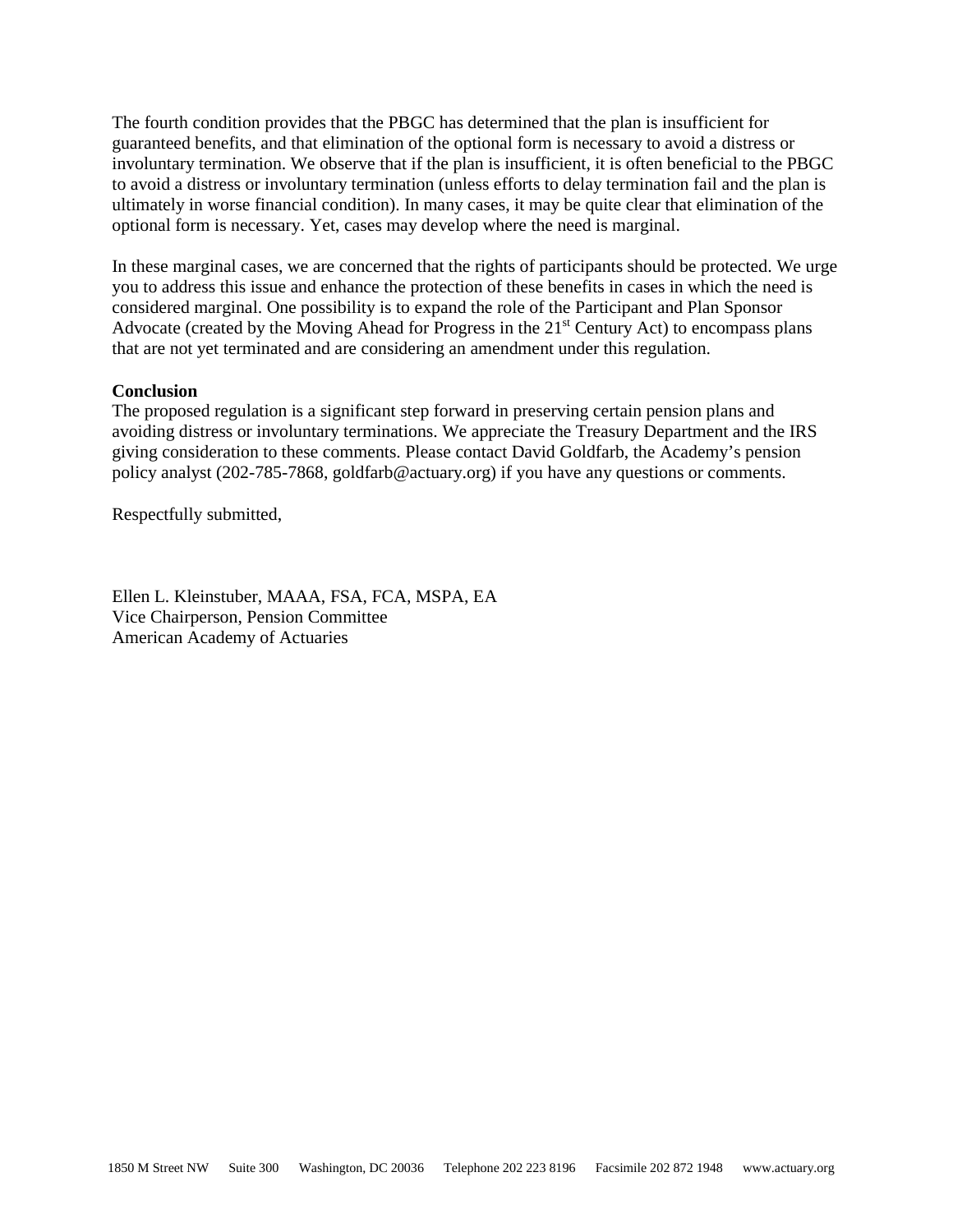The fourth condition provides that the PBGC has determined that the plan is insufficient for guaranteed benefits, and that elimination of the optional form is necessary to avoid a distress or involuntary termination. We observe that if the plan is insufficient, it is often beneficial to the PBGC to avoid a distress or involuntary termination (unless efforts to delay termination fail and the plan is ultimately in worse financial condition). In many cases, it may be quite clear that elimination of the optional form is necessary. Yet, cases may develop where the need is marginal.

In these marginal cases, we are concerned that the rights of participants should be protected. We urge you to address this issue and enhance the protection of these benefits in cases in which the need is considered marginal. One possibility is to expand the role of the Participant and Plan Sponsor Advocate (created by the Moving Ahead for Progress in the 21st Century Act) to encompass plans that are not yet terminated and are considering an amendment under this regulation.

**Conclusion**

The proposed regulation is a significant step forward in preserving certain pension plans and avoiding distress or involuntary terminations. We appreciate the Treasury Department and the IRS giving consideration to these comments. Please contact David Goldfarb, the Academy's pension policy analyst (202-785-7868, goldfarb@actuary.org) if you have any questions or comments.

Respectfully submitted,

Ellen L. Kleinstuber, MAAA, FSA, FCA, MSPA, EA
Vice Chairperson, Pension Committee
American Academy of Actuaries